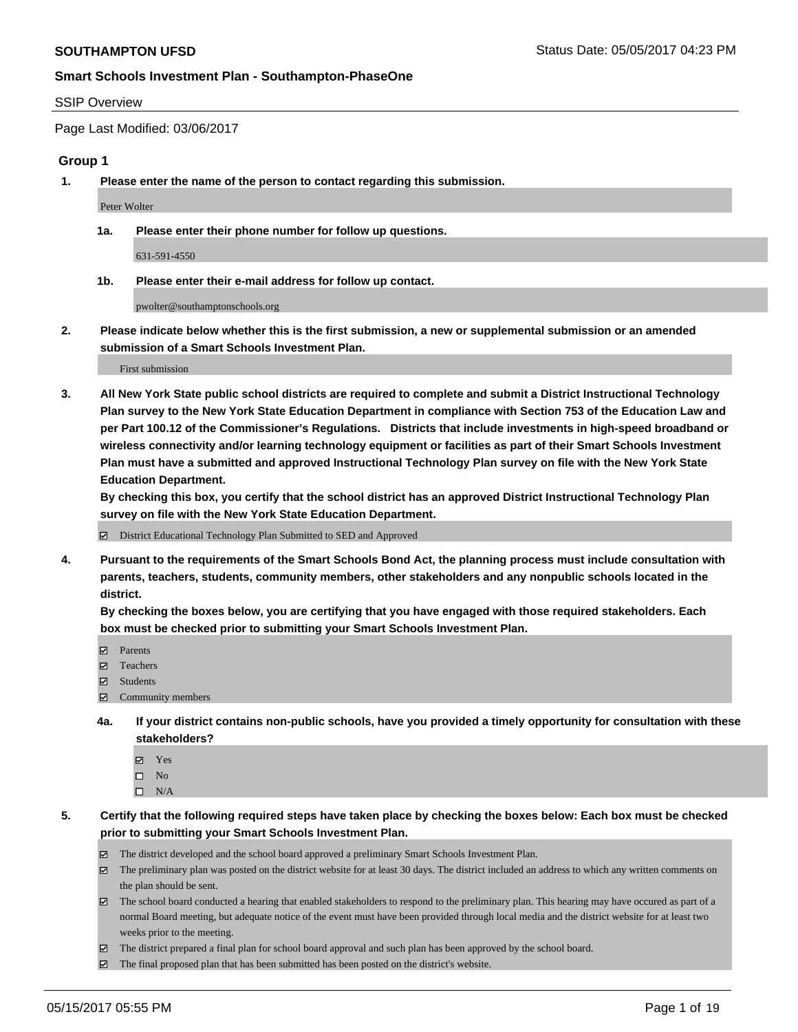**SOUTHAMPTON UFSD** Status Date: 05/05/2017 04:23 PM

**Smart Schools Investment Plan - Southampton-PhaseOne**

SSIP Overview

Page Last Modified: 03/06/2017

### Group 1

**1. Please enter the name of the person to contact regarding this submission.**

Peter Wolter

**1a. Please enter their phone number for follow up questions.**

631-591-4550

**1b. Please enter their e-mail address for follow up contact.**

pwolter@southamptonschools.org

**2. Please indicate below whether this is the first submission, a new or supplemental submission or an amended submission of a Smart Schools Investment Plan.**

First submission

**3. All New York State public school districts are required to complete and submit a District Instructional Technology Plan survey to the New York State Education Department in compliance with Section 753 of the Education Law and per Part 100.12 of the Commissioner's Regulations. Districts that include investments in high-speed broadband or wireless connectivity and/or learning technology equipment or facilities as part of their Smart Schools Investment Plan must have a submitted and approved Instructional Technology Plan survey on file with the New York State Education Department.**
**By checking this box, you certify that the school district has an approved District Instructional Technology Plan survey on file with the New York State Education Department.**

☑ District Educational Technology Plan Submitted to SED and Approved

**4. Pursuant to the requirements of the Smart Schools Bond Act, the planning process must include consultation with parents, teachers, students, community members, other stakeholders and any nonpublic schools located in the district.**
**By checking the boxes below, you are certifying that you have engaged with those required stakeholders. Each box must be checked prior to submitting your Smart Schools Investment Plan.**

☑ Parents
☑ Teachers
☑ Students
☑ Community members

**4a. If your district contains non-public schools, have you provided a timely opportunity for consultation with these stakeholders?**

☑ Yes
☐ No
☐ N/A

**5. Certify that the following required steps have taken place by checking the boxes below: Each box must be checked prior to submitting your Smart Schools Investment Plan.**

☑ The district developed and the school board approved a preliminary Smart Schools Investment Plan.
☑ The preliminary plan was posted on the district website for at least 30 days. The district included an address to which any written comments on the plan should be sent.
☑ The school board conducted a hearing that enabled stakeholders to respond to the preliminary plan. This hearing may have occured as part of a normal Board meeting, but adequate notice of the event must have been provided through local media and the district website for at least two weeks prior to the meeting.
☑ The district prepared a final plan for school board approval and such plan has been approved by the school board.
☑ The final proposed plan that has been submitted has been posted on the district's website.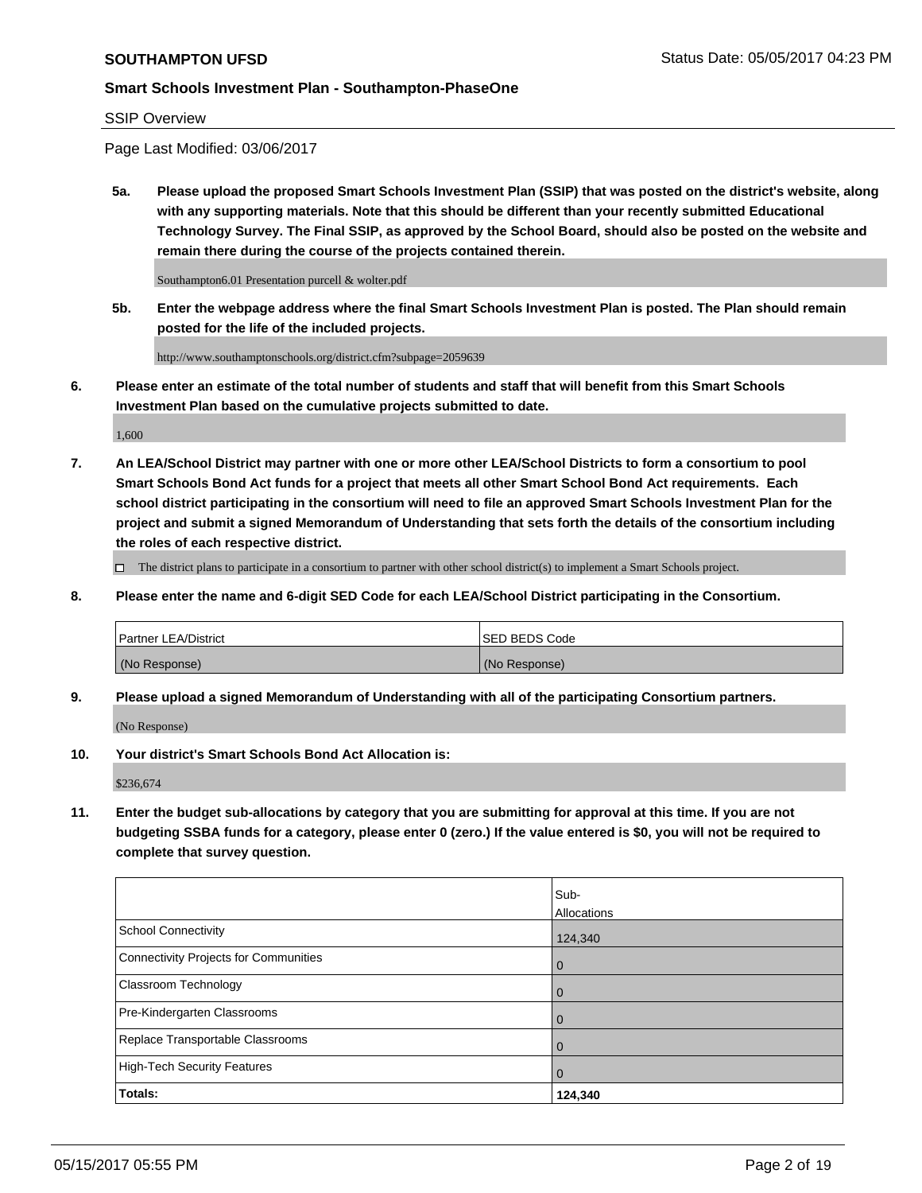**SOUTHAMPTON UFSD**

Status Date: 05/05/2017 04:23 PM

**Smart Schools Investment Plan - Southampton-PhaseOne**

SSIP Overview

Page Last Modified: 03/06/2017

**5a. Please upload the proposed Smart Schools Investment Plan (SSIP) that was posted on the district's website, along with any supporting materials. Note that this should be different than your recently submitted Educational Technology Survey. The Final SSIP, as approved by the School Board, should also be posted on the website and remain there during the course of the projects contained therein.**

Southampton6.01 Presentation purcell & wolter.pdf

**5b. Enter the webpage address where the final Smart Schools Investment Plan is posted. The Plan should remain posted for the life of the included projects.**

http://www.southamptonschools.org/district.cfm?subpage=2059639

**6. Please enter an estimate of the total number of students and staff that will benefit from this Smart Schools Investment Plan based on the cumulative projects submitted to date.**

1,600

**7. An LEA/School District may partner with one or more other LEA/School Districts to form a consortium to pool Smart Schools Bond Act funds for a project that meets all other Smart School Bond Act requirements. Each school district participating in the consortium will need to file an approved Smart Schools Investment Plan for the project and submit a signed Memorandum of Understanding that sets forth the details of the consortium including the roles of each respective district.**

☐ The district plans to participate in a consortium to partner with other school district(s) to implement a Smart Schools project.

**8. Please enter the name and 6-digit SED Code for each LEA/School District participating in the Consortium.**

| Partner LEA/District | SED BEDS Code |
|---|---|
| (No Response) | (No Response) |

**9. Please upload a signed Memorandum of Understanding with all of the participating Consortium partners.**

(No Response)

**10. Your district's Smart Schools Bond Act Allocation is:**

$236,674

**11. Enter the budget sub-allocations by category that you are submitting for approval at this time. If you are not budgeting SSBA funds for a category, please enter 0 (zero.) If the value entered is $0, you will not be required to complete that survey question.**

| | Sub-Allocations |
|---|---|
| School Connectivity | 124,340 |
| Connectivity Projects for Communities | 0 |
| Classroom Technology | 0 |
| Pre-Kindergarten Classrooms | 0 |
| Replace Transportable Classrooms | 0 |
| High-Tech Security Features | 0 |
| **Totals:** | **124,340** |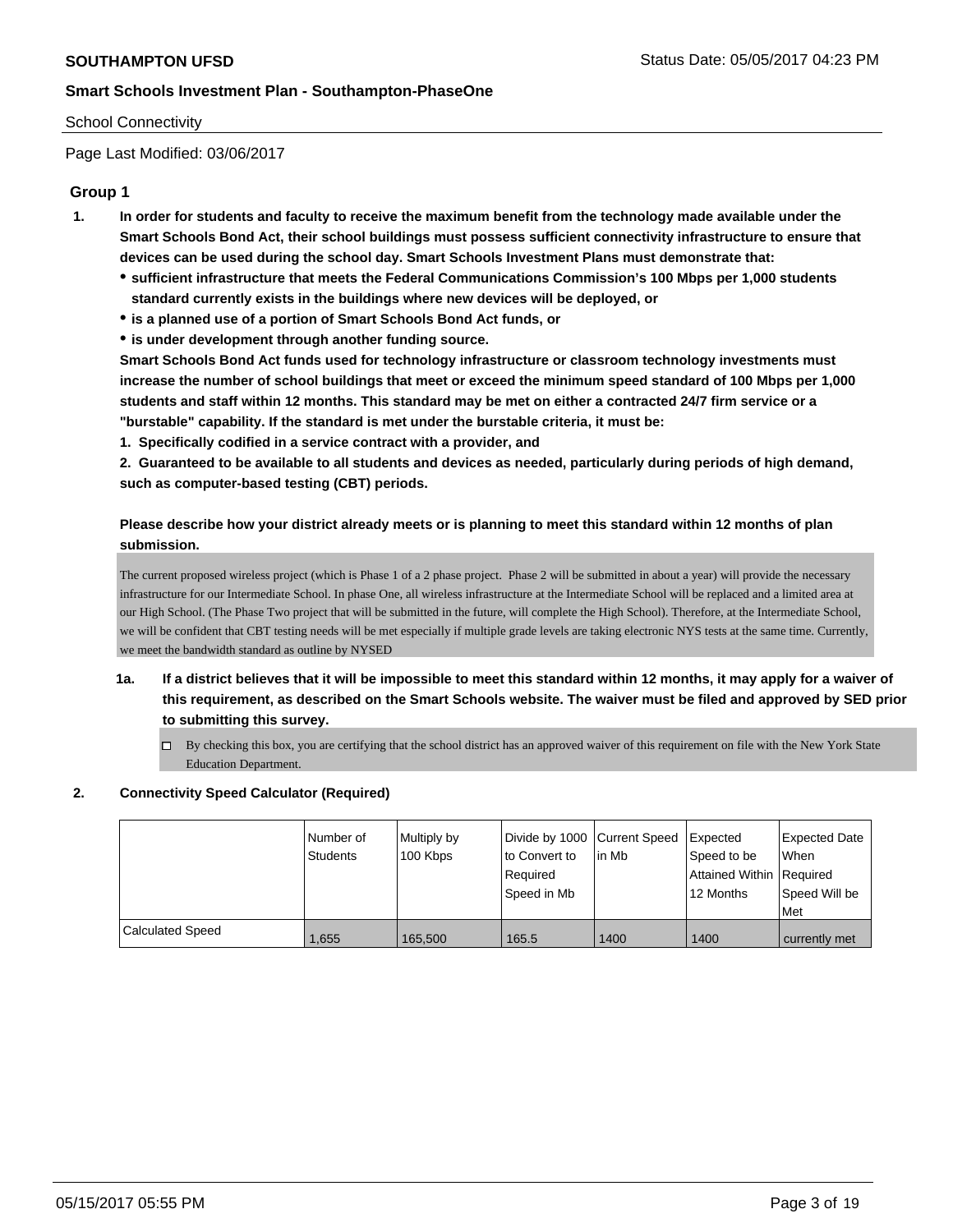School Connectivity

Page Last Modified: 03/06/2017

## Group 1

**1. In order for students and faculty to receive the maximum benefit from the technology made available under the Smart Schools Bond Act, their school buildings must possess sufficient connectivity infrastructure to ensure that devices can be used during the school day. Smart Schools Investment Plans must demonstrate that:**

- **sufficient infrastructure that meets the Federal Communications Commission's 100 Mbps per 1,000 students standard currently exists in the buildings where new devices will be deployed, or**
- **is a planned use of a portion of Smart Schools Bond Act funds, or**
- **is under development through another funding source.**

**Smart Schools Bond Act funds used for technology infrastructure or classroom technology investments must increase the number of school buildings that meet or exceed the minimum speed standard of 100 Mbps per 1,000 students and staff within 12 months. This standard may be met on either a contracted 24/7 firm service or a "burstable" capability. If the standard is met under the burstable criteria, it must be:**

**1. Specifically codified in a service contract with a provider, and**

**2. Guaranteed to be available to all students and devices as needed, particularly during periods of high demand, such as computer-based testing (CBT) periods.**

**Please describe how your district already meets or is planning to meet this standard within 12 months of plan submission.**

The current proposed wireless project (which is Phase 1 of a 2 phase project. Phase 2 will be submitted in about a year) will provide the necessary infrastructure for our Intermediate School. In phase One, all wireless infrastructure at the Intermediate School will be replaced and a limited area at our High School. (The Phase Two project that will be submitted in the future, will complete the High School). Therefore, at the Intermediate School, we will be confident that CBT testing needs will be met especially if multiple grade levels are taking electronic NYS tests at the same time. Currently, we meet the bandwidth standard as outline by NYSED

**1a. If a district believes that it will be impossible to meet this standard within 12 months, it may apply for a waiver of this requirement, as described on the Smart Schools website. The waiver must be filed and approved by SED prior to submitting this survey.**

☐ By checking this box, you are certifying that the school district has an approved waiver of this requirement on file with the New York State Education Department.

**2. Connectivity Speed Calculator (Required)**

| | Number of Students | Multiply by 100 Kbps | Divide by 1000 to Convert to Required Speed in Mb | Current Speed in Mb | Expected Speed to be Attained Within 12 Months | Expected Date When Required Speed Will be Met |
|---|---|---|---|---|---|---|
| Calculated Speed | 1,655 | 165,500 | 165.5 | 1400 | 1400 | currently met |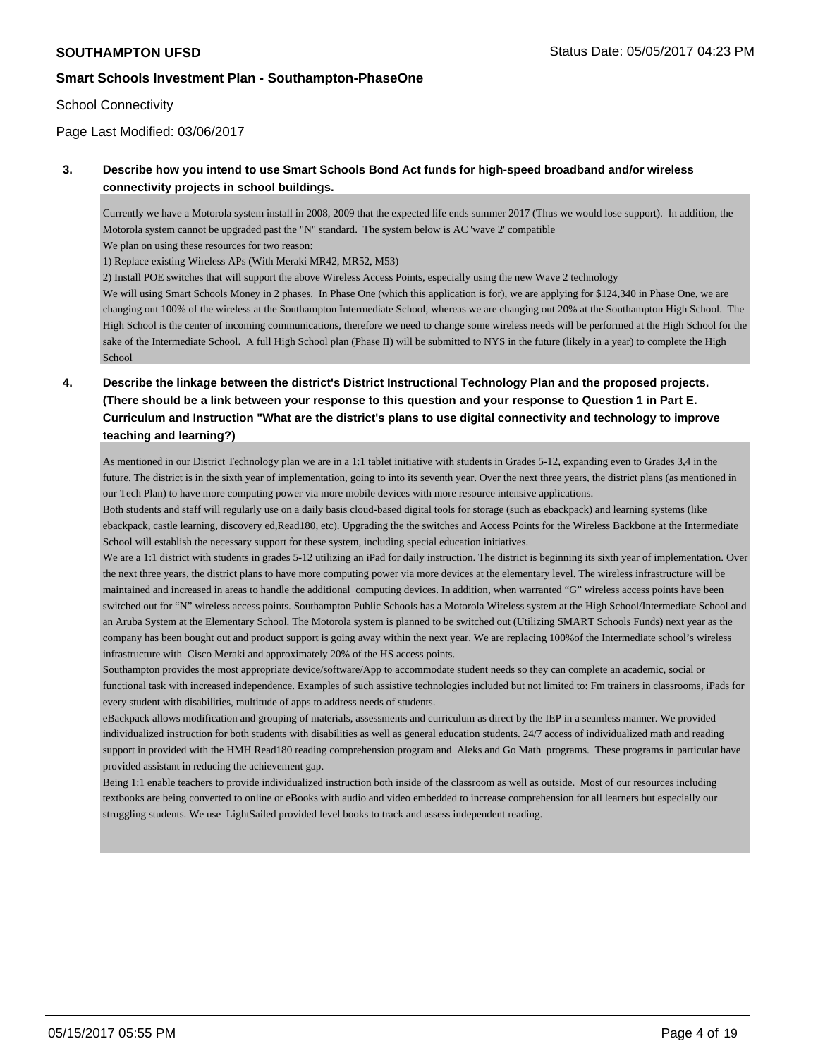**SOUTHAMPTON UFSD**

**Smart Schools Investment Plan - Southampton-PhaseOne**

School Connectivity

Page Last Modified: 03/06/2017

**3. Describe how you intend to use Smart Schools Bond Act funds for high-speed broadband and/or wireless connectivity projects in school buildings.**

Currently we have a Motorola system install in 2008, 2009 that the expected life ends summer 2017 (Thus we would lose support). In addition, the Motorola system cannot be upgraded past the "N" standard. The system below is AC 'wave 2' compatible
We plan on using these resources for two reason:
1) Replace existing Wireless APs (With Meraki MR42, MR52, M53)
2) Install POE switches that will support the above Wireless Access Points, especially using the new Wave 2 technology
We will using Smart Schools Money in 2 phases. In Phase One (which this application is for), we are applying for $124,340 in Phase One, we are changing out 100% of the wireless at the Southampton Intermediate School, whereas we are changing out 20% at the Southampton High School. The High School is the center of incoming communications, therefore we need to change some wireless needs will be performed at the High School for the sake of the Intermediate School. A full High School plan (Phase II) will be submitted to NYS in the future (likely in a year) to complete the High School

**4. Describe the linkage between the district's District Instructional Technology Plan and the proposed projects. (There should be a link between your response to this question and your response to Question 1 in Part E. Curriculum and Instruction "What are the district's plans to use digital connectivity and technology to improve teaching and learning?)**

As mentioned in our District Technology plan we are in a 1:1 tablet initiative with students in Grades 5-12, expanding even to Grades 3,4 in the future. The district is in the sixth year of implementation, going to into its seventh year. Over the next three years, the district plans (as mentioned in our Tech Plan) to have more computing power via more mobile devices with more resource intensive applications.
Both students and staff will regularly use on a daily basis cloud-based digital tools for storage (such as ebackpack) and learning systems (like ebackpack, castle learning, discovery ed,Read180, etc). Upgrading the the switches and Access Points for the Wireless Backbone at the Intermediate School will establish the necessary support for these system, including special education initiatives.
We are a 1:1 district with students in grades 5-12 utilizing an iPad for daily instruction. The district is beginning its sixth year of implementation. Over the next three years, the district plans to have more computing power via more devices at the elementary level. The wireless infrastructure will be maintained and increased in areas to handle the additional computing devices. In addition, when warranted "G" wireless access points have been switched out for "N" wireless access points. Southampton Public Schools has a Motorola Wireless system at the High School/Intermediate School and an Aruba System at the Elementary School. The Motorola system is planned to be switched out (Utilizing SMART Schools Funds) next year as the company has been bought out and product support is going away within the next year. We are replacing 100%of the Intermediate school's wireless infrastructure with Cisco Meraki and approximately 20% of the HS access points.
Southampton provides the most appropriate device/software/App to accommodate student needs so they can complete an academic, social or functional task with increased independence. Examples of such assistive technologies included but not limited to: Fm trainers in classrooms, iPads for every student with disabilities, multitude of apps to address needs of students.
eBackpack allows modification and grouping of materials, assessments and curriculum as direct by the IEP in a seamless manner. We provided individualized instruction for both students with disabilities as well as general education students. 24/7 access of individualized math and reading support in provided with the HMH Read180 reading comprehension program and Aleks and Go Math programs. These programs in particular have provided assistant in reducing the achievement gap.
Being 1:1 enable teachers to provide individualized instruction both inside of the classroom as well as outside. Most of our resources including textbooks are being converted to online or eBooks with audio and video embedded to increase comprehension for all learners but especially our struggling students. We use LightSailed provided level books to track and assess independent reading.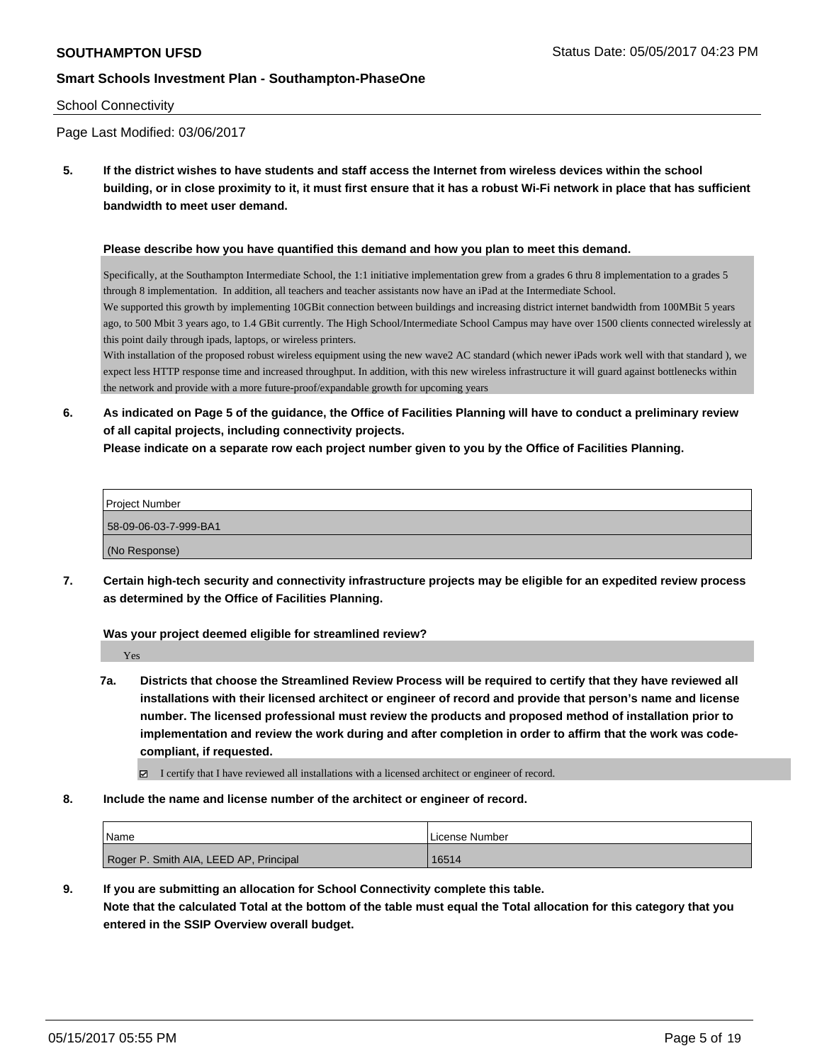School Connectivity

Page Last Modified: 03/06/2017

**5. If the district wishes to have students and staff access the Internet from wireless devices within the school building, or in close proximity to it, it must first ensure that it has a robust Wi-Fi network in place that has sufficient bandwidth to meet user demand.**

**Please describe how you have quantified this demand and how you plan to meet this demand.**

Specifically, at the Southampton Intermediate School, the 1:1 initiative implementation grew from a grades 6 thru 8 implementation to a grades 5 through 8 implementation. In addition, all teachers and teacher assistants now have an iPad at the Intermediate School.
We supported this growth by implementing 10GBit connection between buildings and increasing district internet bandwidth from 100MBit 5 years ago, to 500 Mbit 3 years ago, to 1.4 GBit currently. The High School/Intermediate School Campus may have over 1500 clients connected wirelessly at this point daily through ipads, laptops, or wireless printers.
With installation of the proposed robust wireless equipment using the new wave2 AC standard (which newer iPads work well with that standard ), we expect less HTTP response time and increased throughput. In addition, with this new wireless infrastructure it will guard against bottlenecks within the network and provide with a more future-proof/expandable growth for upcoming years

**6. As indicated on Page 5 of the guidance, the Office of Facilities Planning will have to conduct a preliminary review of all capital projects, including connectivity projects.**
**Please indicate on a separate row each project number given to you by the Office of Facilities Planning.**

| Project Number |
|---|
| 58-09-06-03-7-999-BA1 |
| (No Response) |

**7. Certain high-tech security and connectivity infrastructure projects may be eligible for an expedited review process as determined by the Office of Facilities Planning.**

**Was your project deemed eligible for streamlined review?**

Yes

**7a. Districts that choose the Streamlined Review Process will be required to certify that they have reviewed all installations with their licensed architect or engineer of record and provide that person's name and license number. The licensed professional must review the products and proposed method of installation prior to implementation and review the work during and after completion in order to affirm that the work was code-compliant, if requested.**

☑ I certify that I have reviewed all installations with a licensed architect or engineer of record.

**8. Include the name and license number of the architect or engineer of record.**

| Name | License Number |
|---|---|
| Roger P. Smith AIA, LEED AP, Principal | 16514 |

**9. If you are submitting an allocation for School Connectivity complete this table.**
**Note that the calculated Total at the bottom of the table must equal the Total allocation for this category that you entered in the SSIP Overview overall budget.**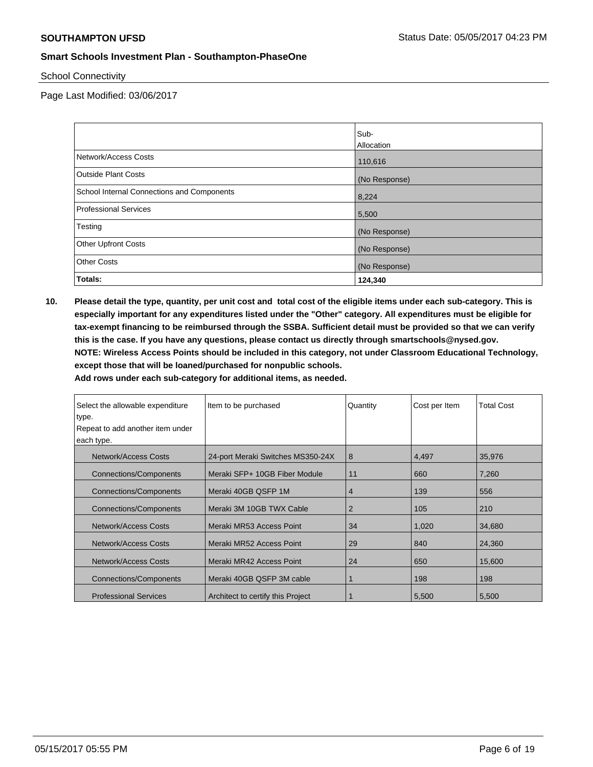School Connectivity

Page Last Modified: 03/06/2017

| | Sub-Allocation |
|---|---|
| Network/Access Costs | 110,616 |
| Outside Plant Costs | (No Response) |
| School Internal Connections and Components | 8,224 |
| Professional Services | 5,500 |
| Testing | (No Response) |
| Other Upfront Costs | (No Response) |
| Other Costs | (No Response) |
| **Totals:** | **124,340** |

**10. Please detail the type, quantity, per unit cost and total cost of the eligible items under each sub-category. This is especially important for any expenditures listed under the "Other" category. All expenditures must be eligible for tax-exempt financing to be reimbursed through the SSBA. Sufficient detail must be provided so that we can verify this is the case. If you have any questions, please contact us directly through smartschools@nysed.gov. NOTE: Wireless Access Points should be included in this category, not under Classroom Educational Technology, except those that will be loaned/purchased for nonpublic schools. Add rows under each sub-category for additional items, as needed.**

| Select the allowable expenditure type. Repeat to add another item under each type. | Item to be purchased | Quantity | Cost per Item | Total Cost |
|---|---|---|---|---|
| Network/Access Costs | 24-port Meraki Switches MS350-24X | 8 | 4,497 | 35,976 |
| Connections/Components | Meraki SFP+ 10GB Fiber Module | 11 | 660 | 7,260 |
| Connections/Components | Meraki 40GB QSFP 1M | 4 | 139 | 556 |
| Connections/Components | Meraki 3M 10GB TWX Cable | 2 | 105 | 210 |
| Network/Access Costs | Meraki MR53 Access Point | 34 | 1,020 | 34,680 |
| Network/Access Costs | Meraki MR52 Access Point | 29 | 840 | 24,360 |
| Network/Access Costs | Meraki MR42 Access Point | 24 | 650 | 15,600 |
| Connections/Components | Meraki 40GB QSFP 3M cable | 1 | 198 | 198 |
| Professional Services | Architect to certify this Project | 1 | 5,500 | 5,500 |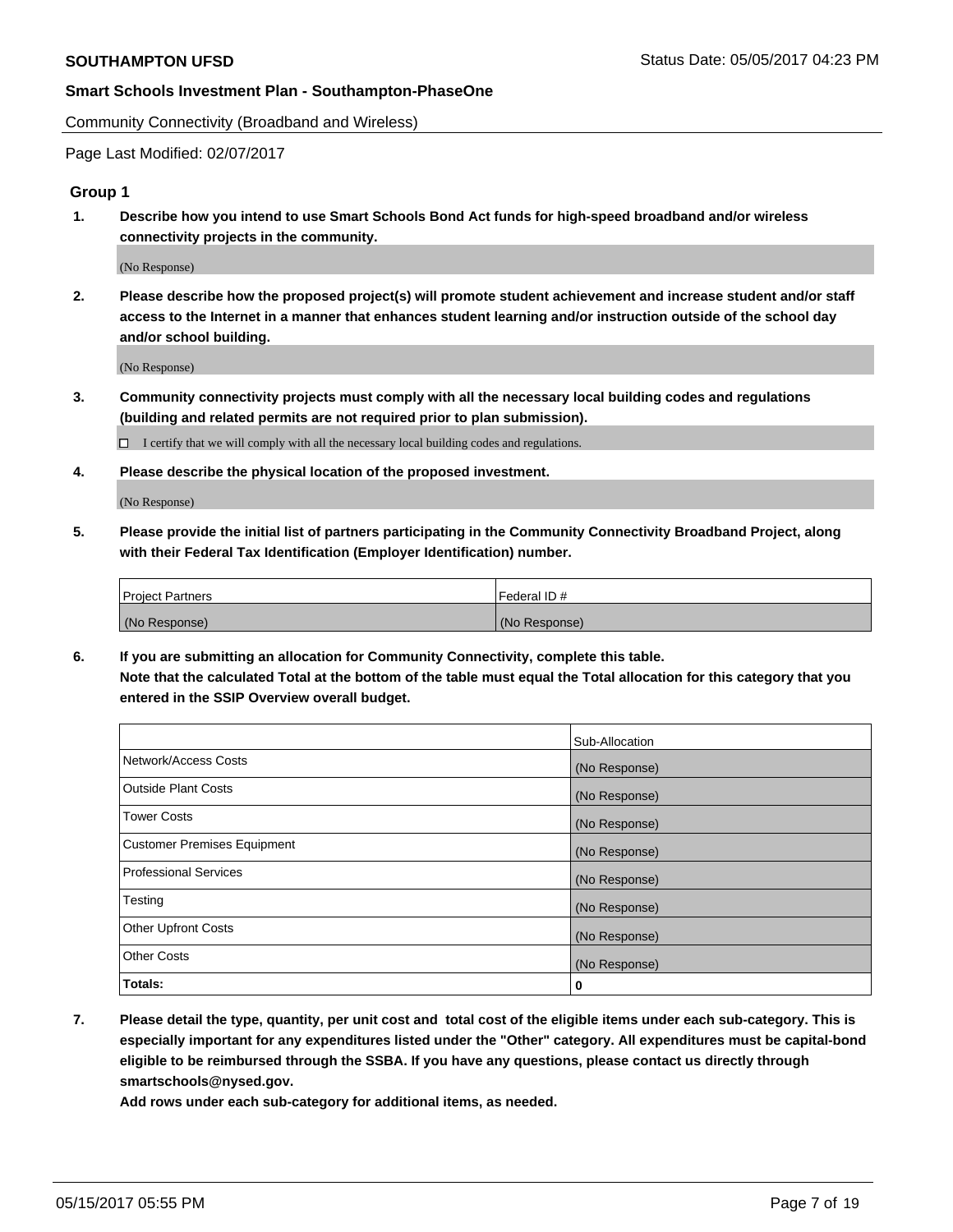**SOUTHAMPTON UFSD** Status Date: 05/05/2017 04:23 PM

**Smart Schools Investment Plan - Southampton-PhaseOne**

Community Connectivity (Broadband and Wireless)

Page Last Modified: 02/07/2017

### Group 1

1. **Describe how you intend to use Smart Schools Bond Act funds for high-speed broadband and/or wireless connectivity projects in the community.**

   (No Response)

2. **Please describe how the proposed project(s) will promote student achievement and increase student and/or staff access to the Internet in a manner that enhances student learning and/or instruction outside of the school day and/or school building.**

   (No Response)

3. **Community connectivity projects must comply with all the necessary local building codes and regulations (building and related permits are not required prior to plan submission).**

   ☐ I certify that we will comply with all the necessary local building codes and regulations.

4. **Please describe the physical location of the proposed investment.**

   (No Response)

5. **Please provide the initial list of partners participating in the Community Connectivity Broadband Project, along with their Federal Tax Identification (Employer Identification) number.**

| Project Partners | Federal ID # |
|---|---|
| (No Response) | (No Response) |

6. **If you are submitting an allocation for Community Connectivity, complete this table.**
   **Note that the calculated Total at the bottom of the table must equal the Total allocation for this category that you entered in the SSIP Overview overall budget.**

| | Sub-Allocation |
|---|---|
| Network/Access Costs | (No Response) |
| Outside Plant Costs | (No Response) |
| Tower Costs | (No Response) |
| Customer Premises Equipment | (No Response) |
| Professional Services | (No Response) |
| Testing | (No Response) |
| Other Upfront Costs | (No Response) |
| Other Costs | (No Response) |
| **Totals:** | **0** |

7. **Please detail the type, quantity, per unit cost and total cost of the eligible items under each sub-category. This is especially important for any expenditures listed under the "Other" category. All expenditures must be capital-bond eligible to be reimbursed through the SSBA. If you have any questions, please contact us directly through smartschools@nysed.gov.**
   **Add rows under each sub-category for additional items, as needed.**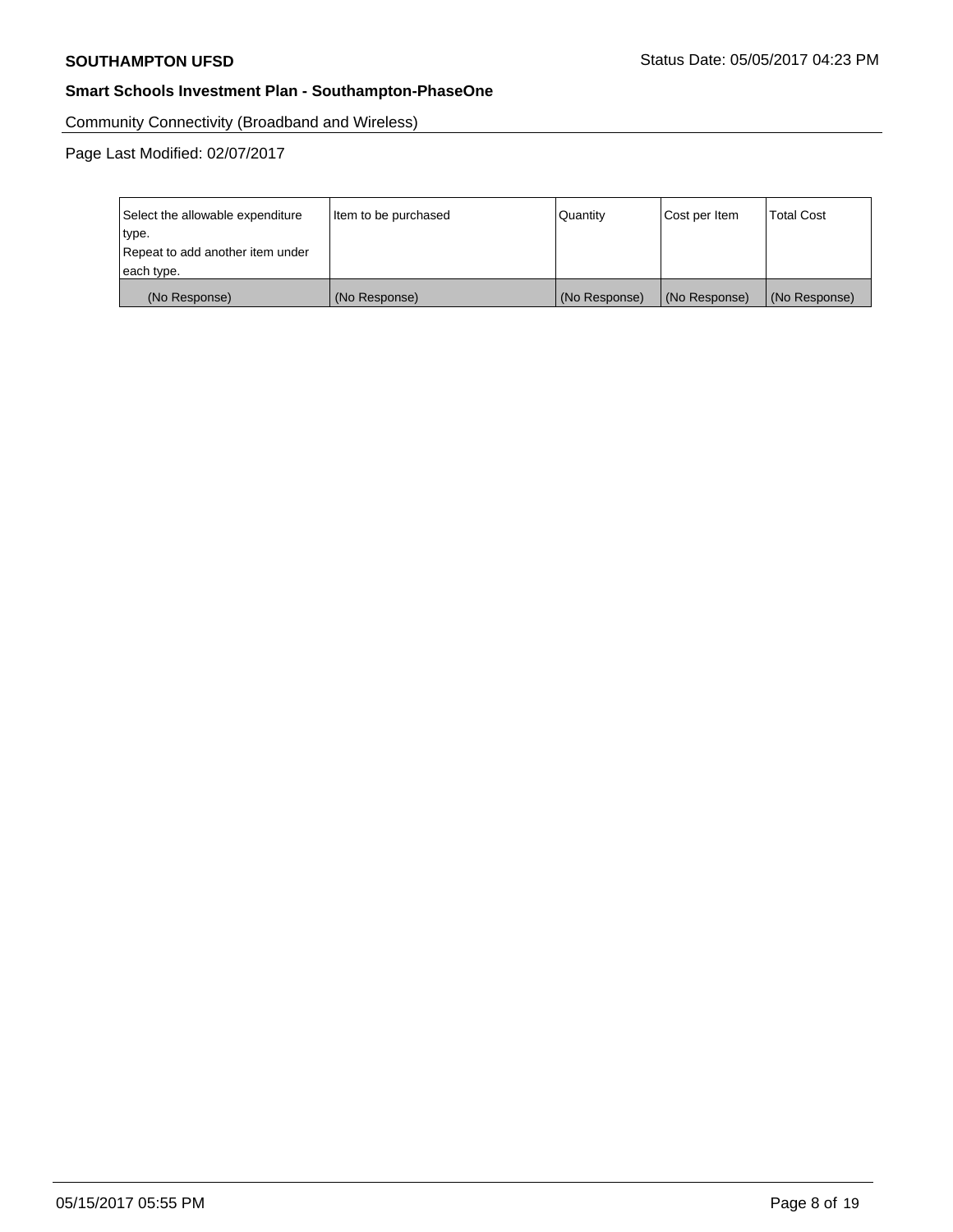Community Connectivity (Broadband and Wireless)

Page Last Modified: 02/07/2017

| Select the allowable expenditure type. Repeat to add another item under each type. | Item to be purchased | Quantity | Cost per Item | Total Cost |
|---|---|---|---|---|
| (No Response) | (No Response) | (No Response) | (No Response) | (No Response) |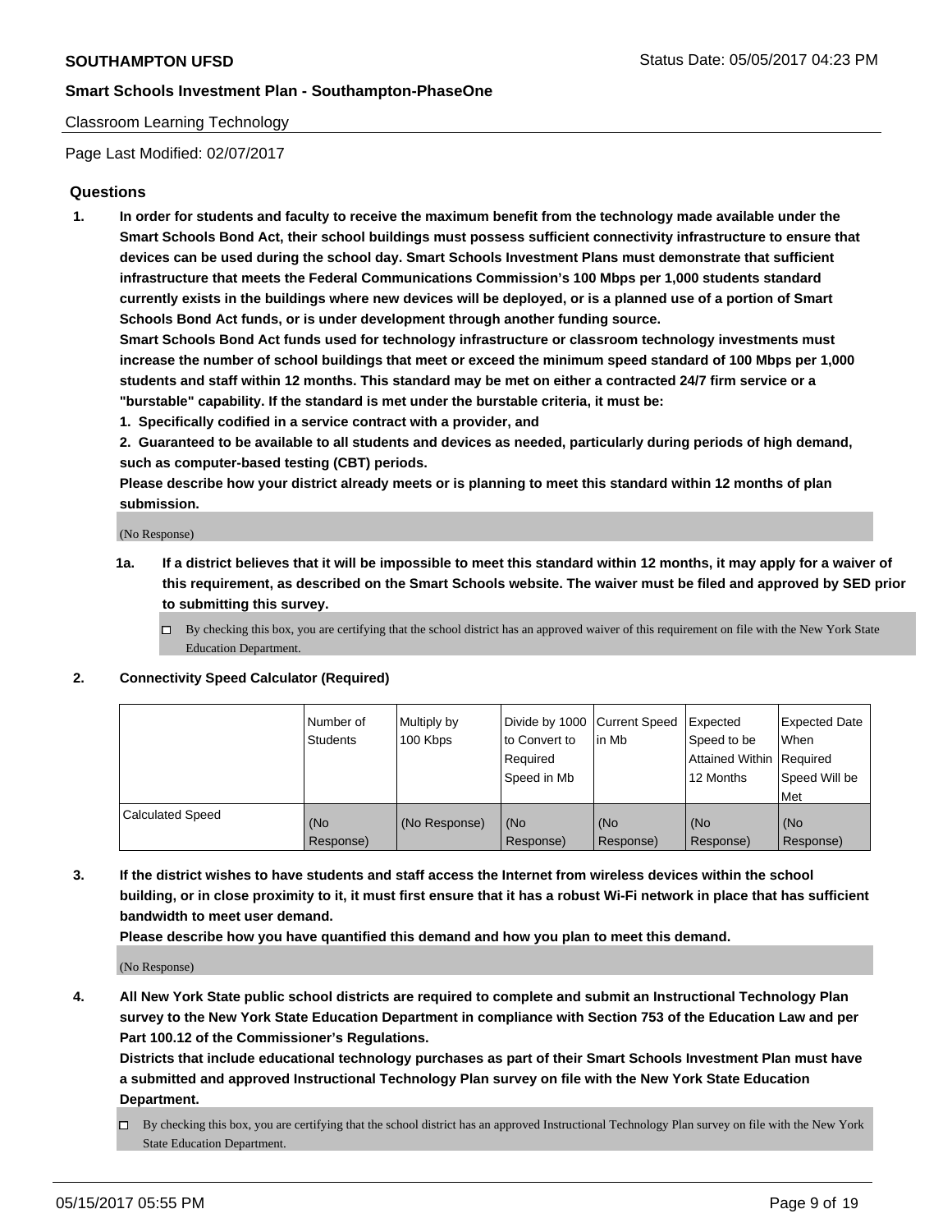**SOUTHAMPTON UFSD**

Status Date: 05/05/2017 04:23 PM

**Smart Schools Investment Plan - Southampton-PhaseOne**

Classroom Learning Technology

Page Last Modified: 02/07/2017

## Questions

1. **In order for students and faculty to receive the maximum benefit from the technology made available under the Smart Schools Bond Act, their school buildings must possess sufficient connectivity infrastructure to ensure that devices can be used during the school day. Smart Schools Investment Plans must demonstrate that sufficient infrastructure that meets the Federal Communications Commission's 100 Mbps per 1,000 students standard currently exists in the buildings where new devices will be deployed, or is a planned use of a portion of Smart Schools Bond Act funds, or is under development through another funding source.**

   **Smart Schools Bond Act funds used for technology infrastructure or classroom technology investments must increase the number of school buildings that meet or exceed the minimum speed standard of 100 Mbps per 1,000 students and staff within 12 months. This standard may be met on either a contracted 24/7 firm service or a "burstable" capability. If the standard is met under the burstable criteria, it must be:**

   **1. Specifically codified in a service contract with a provider, and**

   **2. Guaranteed to be available to all students and devices as needed, particularly during periods of high demand, such as computer-based testing (CBT) periods.**

   **Please describe how your district already meets or is planning to meet this standard within 12 months of plan submission.**

   (No Response)

   **1a. If a district believes that it will be impossible to meet this standard within 12 months, it may apply for a waiver of this requirement, as described on the Smart Schools website. The waiver must be filed and approved by SED prior to submitting this survey.**

   ☐ By checking this box, you are certifying that the school district has an approved waiver of this requirement on file with the New York State Education Department.

2. **Connectivity Speed Calculator (Required)**

| | Number of Students | Multiply by 100 Kbps | Divide by 1000 to Convert to Required Speed in Mb | Current Speed in Mb | Expected Speed to be Attained Within 12 Months | Expected Date When Required Speed Will be Met |
|---|---|---|---|---|---|---|
| Calculated Speed | (No Response) | (No Response) | (No Response) | (No Response) | (No Response) | (No Response) |

3. **If the district wishes to have students and staff access the Internet from wireless devices within the school building, or in close proximity to it, it must first ensure that it has a robust Wi-Fi network in place that has sufficient bandwidth to meet user demand.**

   **Please describe how you have quantified this demand and how you plan to meet this demand.**

   (No Response)

4. **All New York State public school districts are required to complete and submit an Instructional Technology Plan survey to the New York State Education Department in compliance with Section 753 of the Education Law and per Part 100.12 of the Commissioner's Regulations.**

   **Districts that include educational technology purchases as part of their Smart Schools Investment Plan must have a submitted and approved Instructional Technology Plan survey on file with the New York State Education Department.**

   ☐ By checking this box, you are certifying that the school district has an approved Instructional Technology Plan survey on file with the New York State Education Department.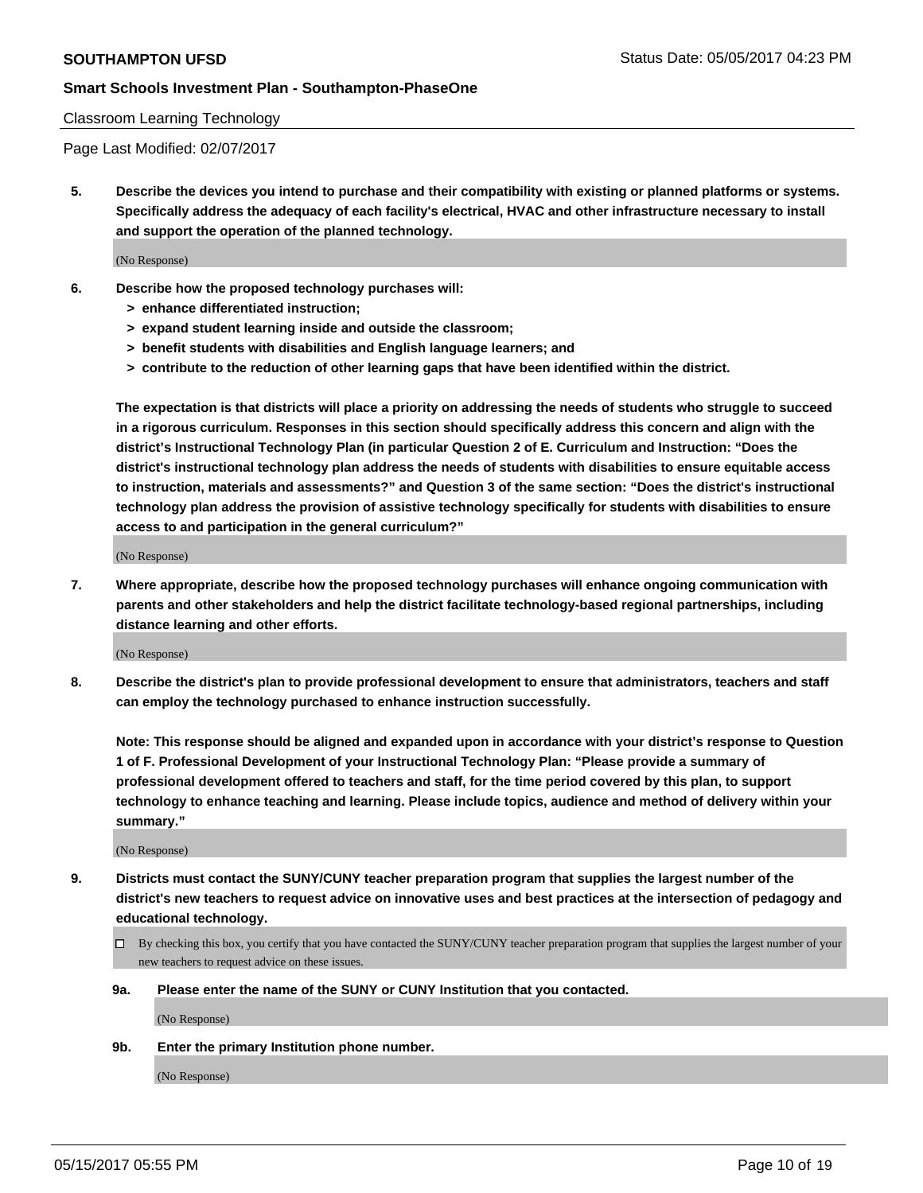Classroom Learning Technology

Page Last Modified: 02/07/2017

**5. Describe the devices you intend to purchase and their compatibility with existing or planned platforms or systems. Specifically address the adequacy of each facility's electrical, HVAC and other infrastructure necessary to install and support the operation of the planned technology.**

(No Response)

**6. Describe how the proposed technology purchases will:**
- **> enhance differentiated instruction;**
- **> expand student learning inside and outside the classroom;**
- **> benefit students with disabilities and English language learners; and**
- **> contribute to the reduction of other learning gaps that have been identified within the district.**

**The expectation is that districts will place a priority on addressing the needs of students who struggle to succeed in a rigorous curriculum. Responses in this section should specifically address this concern and align with the district's Instructional Technology Plan (in particular Question 2 of E. Curriculum and Instruction: "Does the district's instructional technology plan address the needs of students with disabilities to ensure equitable access to instruction, materials and assessments?" and Question 3 of the same section: "Does the district's instructional technology plan address the provision of assistive technology specifically for students with disabilities to ensure access to and participation in the general curriculum?"**

(No Response)

**7. Where appropriate, describe how the proposed technology purchases will enhance ongoing communication with parents and other stakeholders and help the district facilitate technology-based regional partnerships, including distance learning and other efforts.**

(No Response)

**8. Describe the district's plan to provide professional development to ensure that administrators, teachers and staff can employ the technology purchased to enhance instruction successfully.**

**Note: This response should be aligned and expanded upon in accordance with your district's response to Question 1 of F. Professional Development of your Instructional Technology Plan: "Please provide a summary of professional development offered to teachers and staff, for the time period covered by this plan, to support technology to enhance teaching and learning. Please include topics, audience and method of delivery within your summary."**

(No Response)

**9. Districts must contact the SUNY/CUNY teacher preparation program that supplies the largest number of the district's new teachers to request advice on innovative uses and best practices at the intersection of pedagogy and educational technology.**

☐ By checking this box, you certify that you have contacted the SUNY/CUNY teacher preparation program that supplies the largest number of your new teachers to request advice on these issues.

**9a. Please enter the name of the SUNY or CUNY Institution that you contacted.**

(No Response)

**9b. Enter the primary Institution phone number.**

(No Response)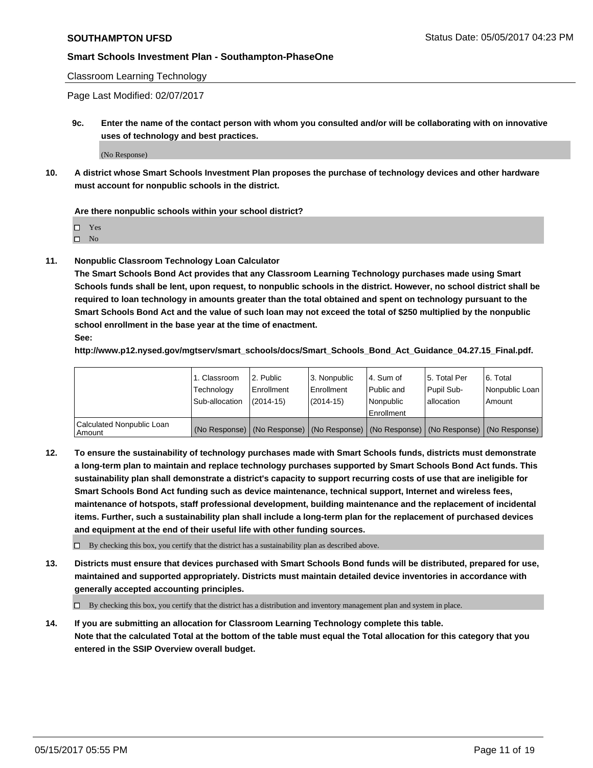Classroom Learning Technology

Page Last Modified: 02/07/2017

**9c. Enter the name of the contact person with whom you consulted and/or will be collaborating with on innovative uses of technology and best practices.**

(No Response)

**10. A district whose Smart Schools Investment Plan proposes the purchase of technology devices and other hardware must account for nonpublic schools in the district.**

**Are there nonpublic schools within your school district?**

- ☐ Yes
- ☐ No

**11. Nonpublic Classroom Technology Loan Calculator**

**The Smart Schools Bond Act provides that any Classroom Learning Technology purchases made using Smart Schools funds shall be lent, upon request, to nonpublic schools in the district. However, no school district shall be required to loan technology in amounts greater than the total obtained and spent on technology pursuant to the Smart Schools Bond Act and the value of such loan may not exceed the total of $250 multiplied by the nonpublic school enrollment in the base year at the time of enactment.**

**See:**

**http://www.p12.nysed.gov/mgtserv/smart_schools/docs/Smart_Schools_Bond_Act_Guidance_04.27.15_Final.pdf.**

| | 1. Classroom Technology Sub-allocation | 2. Public Enrollment (2014-15) | 3. Nonpublic Enrollment (2014-15) | 4. Sum of Public and Nonpublic Enrollment | 5. Total Per Pupil Sub-allocation | 6. Total Nonpublic Loan Amount |
|---|---|---|---|---|---|---|
| Calculated Nonpublic Loan Amount | (No Response) | (No Response) | (No Response) | (No Response) | (No Response) | (No Response) |

**12. To ensure the sustainability of technology purchases made with Smart Schools funds, districts must demonstrate a long-term plan to maintain and replace technology purchases supported by Smart Schools Bond Act funds. This sustainability plan shall demonstrate a district's capacity to support recurring costs of use that are ineligible for Smart Schools Bond Act funding such as device maintenance, technical support, Internet and wireless fees, maintenance of hotspots, staff professional development, building maintenance and the replacement of incidental items. Further, such a sustainability plan shall include a long-term plan for the replacement of purchased devices and equipment at the end of their useful life with other funding sources.**

☐ By checking this box, you certify that the district has a sustainability plan as described above.

**13. Districts must ensure that devices purchased with Smart Schools Bond funds will be distributed, prepared for use, maintained and supported appropriately. Districts must maintain detailed device inventories in accordance with generally accepted accounting principles.**

☐ By checking this box, you certify that the district has a distribution and inventory management plan and system in place.

**14. If you are submitting an allocation for Classroom Learning Technology complete this table. Note that the calculated Total at the bottom of the table must equal the Total allocation for this category that you entered in the SSIP Overview overall budget.**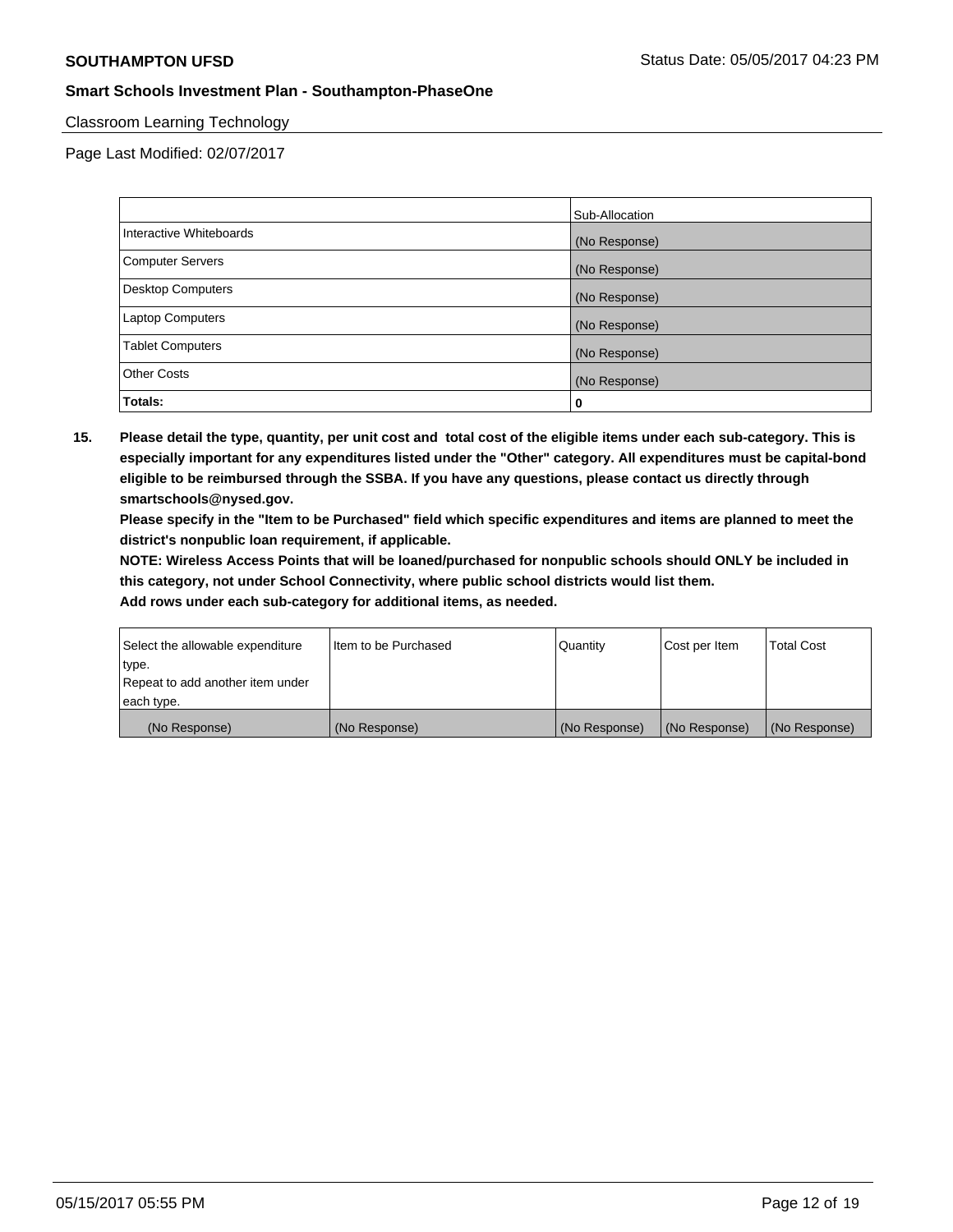Classroom Learning Technology

Page Last Modified: 02/07/2017

| | Sub-Allocation |
|---|---|
| Interactive Whiteboards | (No Response) |
| Computer Servers | (No Response) |
| Desktop Computers | (No Response) |
| Laptop Computers | (No Response) |
| Tablet Computers | (No Response) |
| Other Costs | (No Response) |
| **Totals:** | **0** |

**15. Please detail the type, quantity, per unit cost and total cost of the eligible items under each sub-category. This is especially important for any expenditures listed under the "Other" category. All expenditures must be capital-bond eligible to be reimbursed through the SSBA. If you have any questions, please contact us directly through smartschools@nysed.gov.**

**Please specify in the "Item to be Purchased" field which specific expenditures and items are planned to meet the district's nonpublic loan requirement, if applicable.**

**NOTE: Wireless Access Points that will be loaned/purchased for nonpublic schools should ONLY be included in this category, not under School Connectivity, where public school districts would list them.**

**Add rows under each sub-category for additional items, as needed.**

| Select the allowable expenditure type. Repeat to add another item under each type. | Item to be Purchased | Quantity | Cost per Item | Total Cost |
|---|---|---|---|---|
| (No Response) | (No Response) | (No Response) | (No Response) | (No Response) |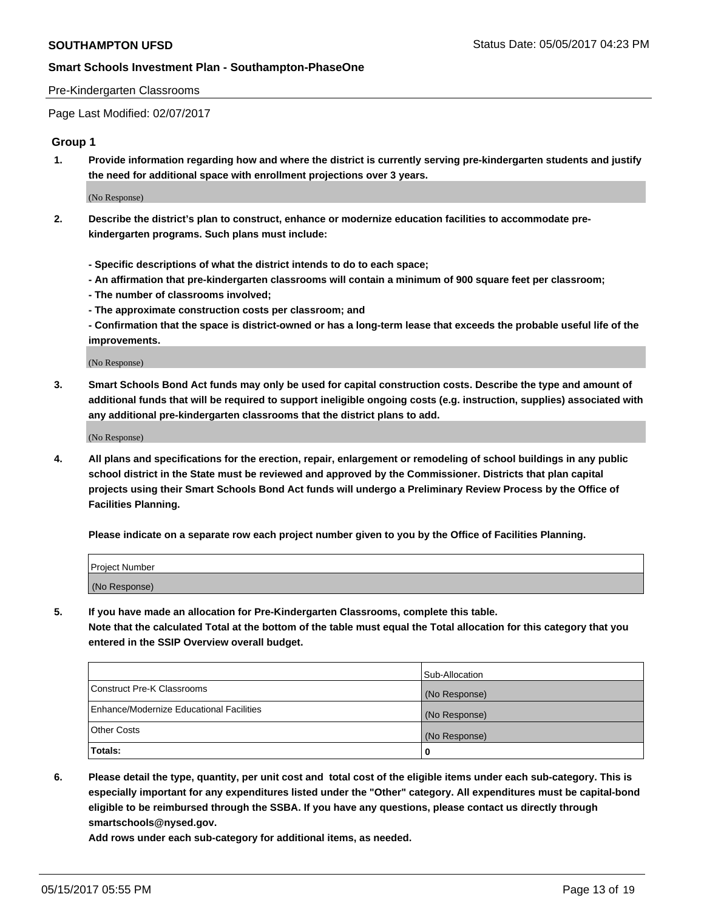Pre-Kindergarten Classrooms

Page Last Modified: 02/07/2017

## Group 1

**1. Provide information regarding how and where the district is currently serving pre-kindergarten students and justify the need for additional space with enrollment projections over 3 years.**

(No Response)

**2. Describe the district's plan to construct, enhance or modernize education facilities to accommodate pre-kindergarten programs. Such plans must include:**

**- Specific descriptions of what the district intends to do to each space;**
**- An affirmation that pre-kindergarten classrooms will contain a minimum of 900 square feet per classroom;**
**- The number of classrooms involved;**
**- The approximate construction costs per classroom; and**
**- Confirmation that the space is district-owned or has a long-term lease that exceeds the probable useful life of the improvements.**

(No Response)

**3. Smart Schools Bond Act funds may only be used for capital construction costs. Describe the type and amount of additional funds that will be required to support ineligible ongoing costs (e.g. instruction, supplies) associated with any additional pre-kindergarten classrooms that the district plans to add.**

(No Response)

**4. All plans and specifications for the erection, repair, enlargement or remodeling of school buildings in any public school district in the State must be reviewed and approved by the Commissioner. Districts that plan capital projects using their Smart Schools Bond Act funds will undergo a Preliminary Review Process by the Office of Facilities Planning.**

**Please indicate on a separate row each project number given to you by the Office of Facilities Planning.**

| Project Number |
|---|
| (No Response) |

**5. If you have made an allocation for Pre-Kindergarten Classrooms, complete this table.**
**Note that the calculated Total at the bottom of the table must equal the Total allocation for this category that you entered in the SSIP Overview overall budget.**

| | Sub-Allocation |
|---|---|
| Construct Pre-K Classrooms | (No Response) |
| Enhance/Modernize Educational Facilities | (No Response) |
| Other Costs | (No Response) |
| **Totals:** | **0** |

**6. Please detail the type, quantity, per unit cost and total cost of the eligible items under each sub-category. This is especially important for any expenditures listed under the "Other" category. All expenditures must be capital-bond eligible to be reimbursed through the SSBA. If you have any questions, please contact us directly through smartschools@nysed.gov.**

**Add rows under each sub-category for additional items, as needed.**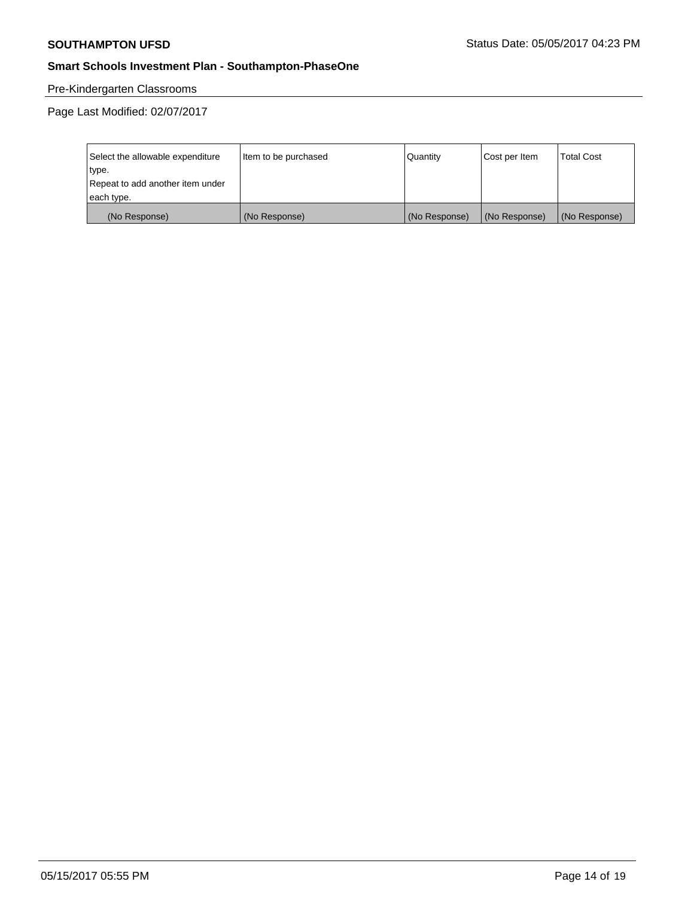Pre-Kindergarten Classrooms

Page Last Modified: 02/07/2017

| Select the allowable expenditure type. Repeat to add another item under each type. | Item to be purchased | Quantity | Cost per Item | Total Cost |
|---|---|---|---|---|
| (No Response) | (No Response) | (No Response) | (No Response) | (No Response) |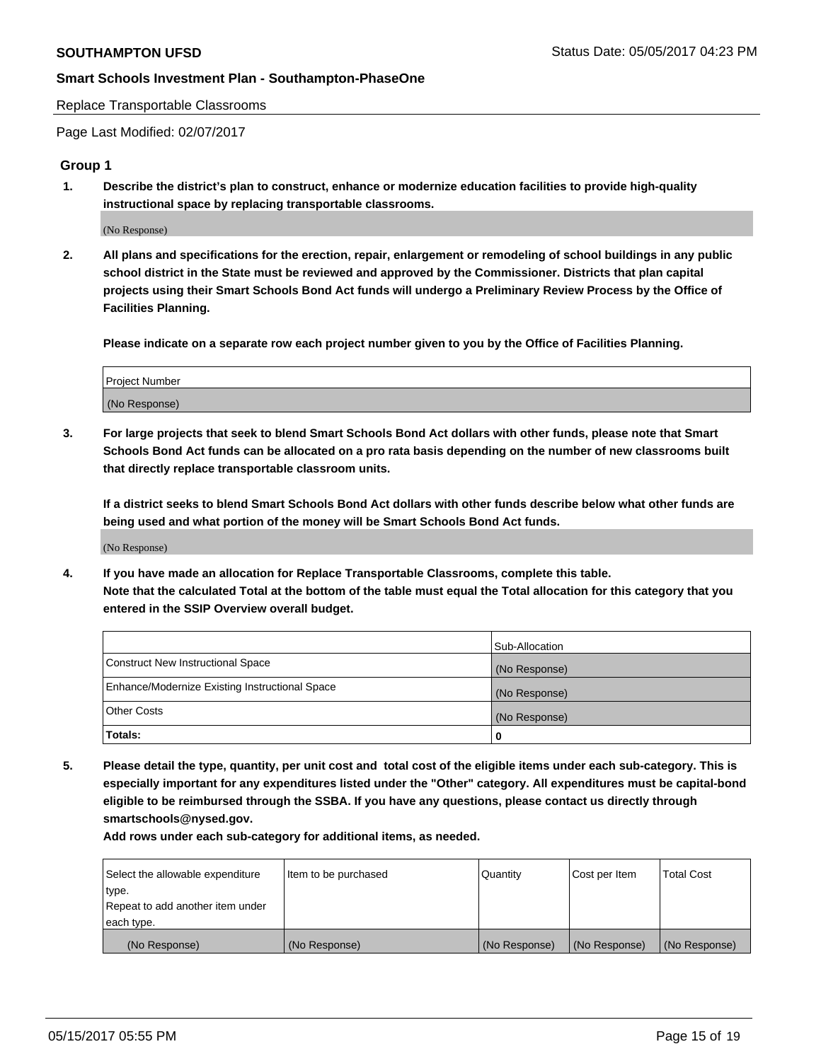Replace Transportable Classrooms

Page Last Modified: 02/07/2017

## Group 1

**1. Describe the district's plan to construct, enhance or modernize education facilities to provide high-quality instructional space by replacing transportable classrooms.**

(No Response)

**2. All plans and specifications for the erection, repair, enlargement or remodeling of school buildings in any public school district in the State must be reviewed and approved by the Commissioner. Districts that plan capital projects using their Smart Schools Bond Act funds will undergo a Preliminary Review Process by the Office of Facilities Planning.**

**Please indicate on a separate row each project number given to you by the Office of Facilities Planning.**

| Project Number |
|---|
| (No Response) |

**3. For large projects that seek to blend Smart Schools Bond Act dollars with other funds, please note that Smart Schools Bond Act funds can be allocated on a pro rata basis depending on the number of new classrooms built that directly replace transportable classroom units.**

**If a district seeks to blend Smart Schools Bond Act dollars with other funds describe below what other funds are being used and what portion of the money will be Smart Schools Bond Act funds.**

(No Response)

**4. If you have made an allocation for Replace Transportable Classrooms, complete this table. Note that the calculated Total at the bottom of the table must equal the Total allocation for this category that you entered in the SSIP Overview overall budget.**

| | Sub-Allocation |
|---|---|
| Construct New Instructional Space | (No Response) |
| Enhance/Modernize Existing Instructional Space | (No Response) |
| Other Costs | (No Response) |
| **Totals:** | **0** |

**5. Please detail the type, quantity, per unit cost and total cost of the eligible items under each sub-category. This is especially important for any expenditures listed under the "Other" category. All expenditures must be capital-bond eligible to be reimbursed through the SSBA. If you have any questions, please contact us directly through smartschools@nysed.gov.**

**Add rows under each sub-category for additional items, as needed.**

| Select the allowable expenditure type. Repeat to add another item under each type. | Item to be purchased | Quantity | Cost per Item | Total Cost |
|---|---|---|---|---|
| (No Response) | (No Response) | (No Response) | (No Response) | (No Response) |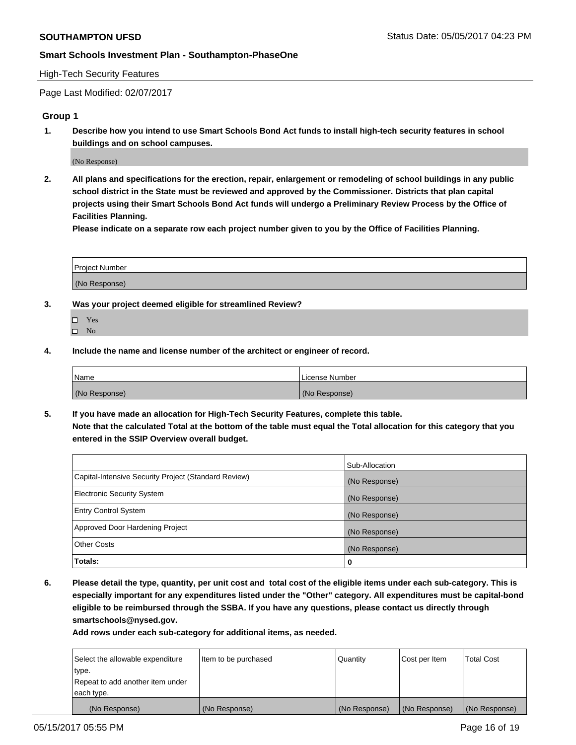High-Tech Security Features

Page Last Modified: 02/07/2017

## Group 1

1. **Describe how you intend to use Smart Schools Bond Act funds to install high-tech security features in school buildings and on school campuses.**

   (No Response)

2. **All plans and specifications for the erection, repair, enlargement or remodeling of school buildings in any public school district in the State must be reviewed and approved by the Commissioner. Districts that plan capital projects using their Smart Schools Bond Act funds will undergo a Preliminary Review Process by the Office of Facilities Planning.**

   **Please indicate on a separate row each project number given to you by the Office of Facilities Planning.**

| Project Number |
|---|
| (No Response) |

3. **Was your project deemed eligible for streamlined Review?**

   - ☐ Yes
   - ☐ No

4. **Include the name and license number of the architect or engineer of record.**

| Name | License Number |
|---|---|
| (No Response) | (No Response) |

5. **If you have made an allocation for High-Tech Security Features, complete this table.**
   **Note that the calculated Total at the bottom of the table must equal the Total allocation for this category that you entered in the SSIP Overview overall budget.**

| | Sub-Allocation |
|---|---|
| Capital-Intensive Security Project (Standard Review) | (No Response) |
| Electronic Security System | (No Response) |
| Entry Control System | (No Response) |
| Approved Door Hardening Project | (No Response) |
| Other Costs | (No Response) |
| **Totals:** | **0** |

6. **Please detail the type, quantity, per unit cost and total cost of the eligible items under each sub-category. This is especially important for any expenditures listed under the "Other" category. All expenditures must be capital-bond eligible to be reimbursed through the SSBA. If you have any questions, please contact us directly through smartschools@nysed.gov.**

   **Add rows under each sub-category for additional items, as needed.**

| Select the allowable expenditure type. Repeat to add another item under each type. | Item to be purchased | Quantity | Cost per Item | Total Cost |
|---|---|---|---|---|
| (No Response) | (No Response) | (No Response) | (No Response) | (No Response) |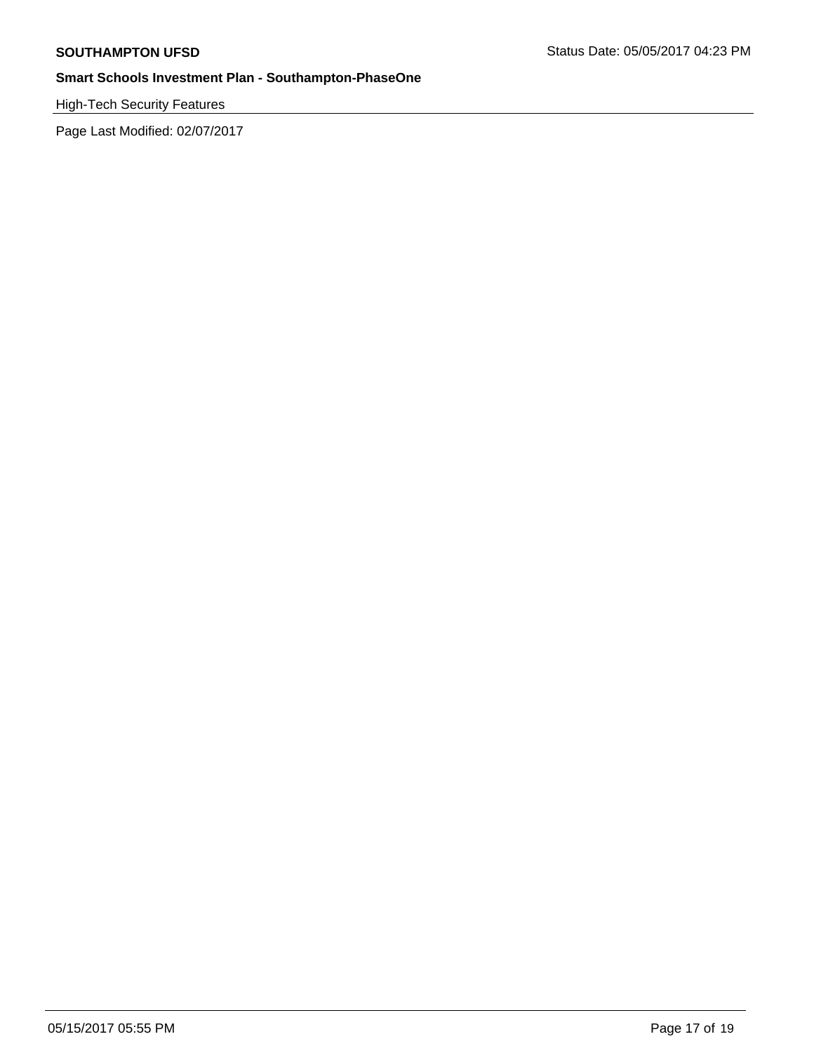## High-Tech Security Features

Page Last Modified: 02/07/2017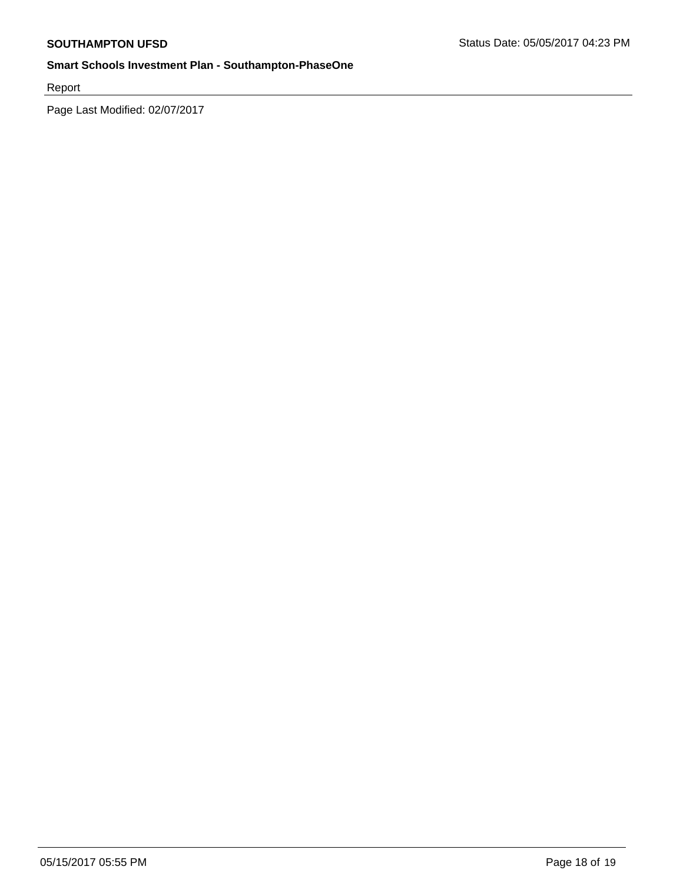Report

Page Last Modified: 02/07/2017